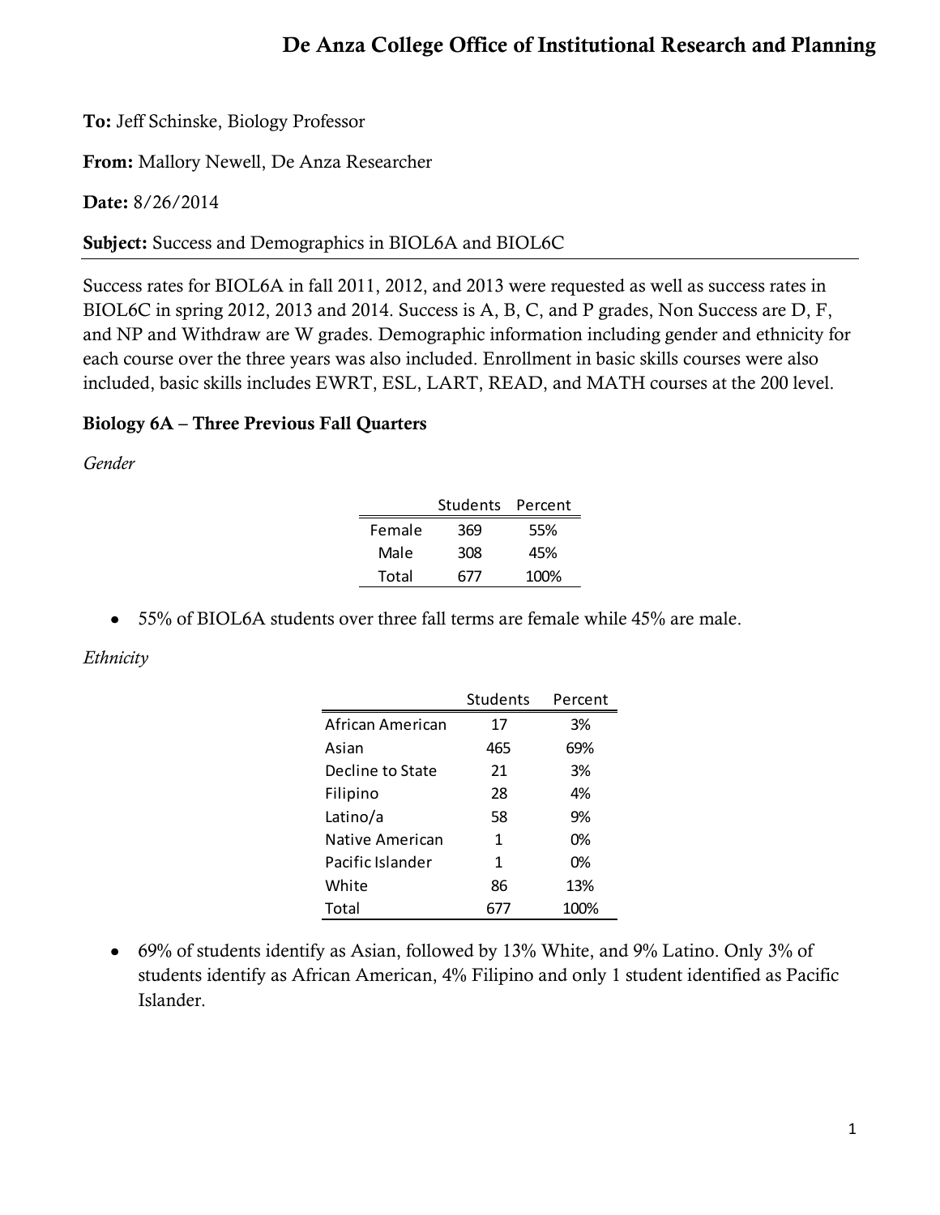# De Anza College Office of Institutional Research and Planning

**To:** Jeff Schinske, Biology Professor

**From:** Mallory Newell, De Anza Researcher

**Date:** 8/26/2014

**Subject:** Success and Demographics in BIOL6A and BIOL6C

Success rates for BIOL6A in fall 2011, 2012, and 2013 were requested as well as success rates in BIOL6C in spring 2012, 2013 and 2014. Success is A, B, C, and P grades, Non Success are D, F, and NP and Withdraw are W grades. Demographic information including gender and ethnicity for each course over the three years was also included. Enrollment in basic skills courses were also included, basic skills includes EWRT, ESL, LART, READ, and MATH courses at the 200 level.

## Biology 6A – Three Previous Fall Quarters

*Gender*

| | Students | Percent |
|---|---|---|
| Female | 369 | 55% |
| Male | 308 | 45% |
| Total | 677 | 100% |

- 55% of BIOL6A students over three fall terms are female while 45% are male.

*Ethnicity*

| | Students | Percent |
|---|---|---|
| African American | 17 | 3% |
| Asian | 465 | 69% |
| Decline to State | 21 | 3% |
| Filipino | 28 | 4% |
| Latino/a | 58 | 9% |
| Native American | 1 | 0% |
| Pacific Islander | 1 | 0% |
| White | 86 | 13% |
| Total | 677 | 100% |

- 69% of students identify as Asian, followed by 13% White, and 9% Latino. Only 3% of students identify as African American, 4% Filipino and only 1 student identified as Pacific Islander.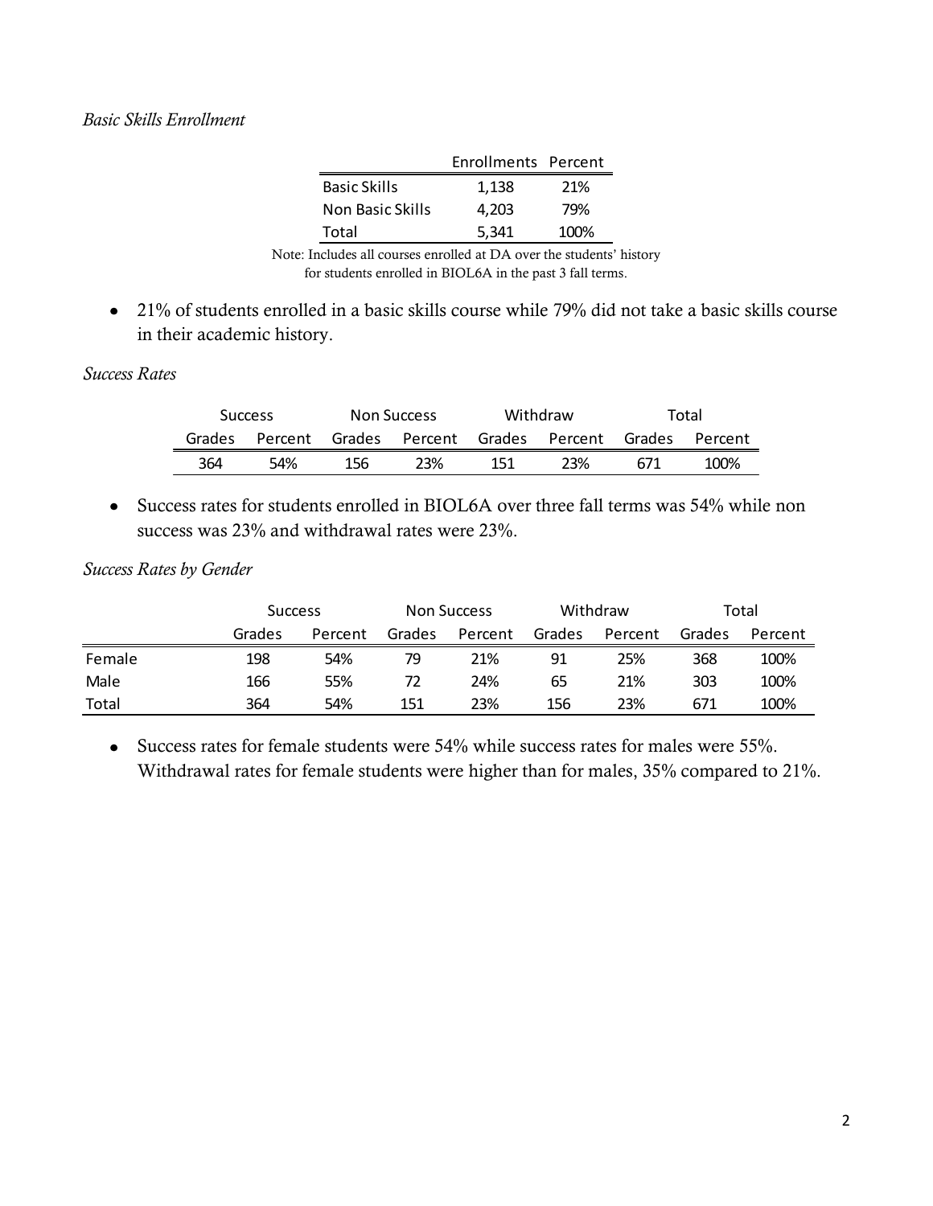*Basic Skills Enrollment*

| | Enrollments | Percent |
|---|---|---|
| Basic Skills | 1,138 | 21% |
| Non Basic Skills | 4,203 | 79% |
| Total | 5,341 | 100% |

Note: Includes all courses enrolled at DA over the students' history for students enrolled in BIOL6A in the past 3 fall terms.

- 21% of students enrolled in a basic skills course while 79% did not take a basic skills course in their academic history.

*Success Rates*

| Success | | Non Success | | Withdraw | | Total | |
|---|---|---|---|---|---|---|---|
| Grades | Percent | Grades | Percent | Grades | Percent | Grades | Percent |
| 364 | 54% | 156 | 23% | 151 | 23% | 671 | 100% |

- Success rates for students enrolled in BIOL6A over three fall terms was 54% while non success was 23% and withdrawal rates were 23%.

*Success Rates by Gender*

| | Success | | Non Success | | Withdraw | | Total | |
|---|---|---|---|---|---|---|---|---|
| | Grades | Percent | Grades | Percent | Grades | Percent | Grades | Percent |
| Female | 198 | 54% | 79 | 21% | 91 | 25% | 368 | 100% |
| Male | 166 | 55% | 72 | 24% | 65 | 21% | 303 | 100% |
| Total | 364 | 54% | 151 | 23% | 156 | 23% | 671 | 100% |

- Success rates for female students were 54% while success rates for males were 55%. Withdrawal rates for female students were higher than for males, 35% compared to 21%.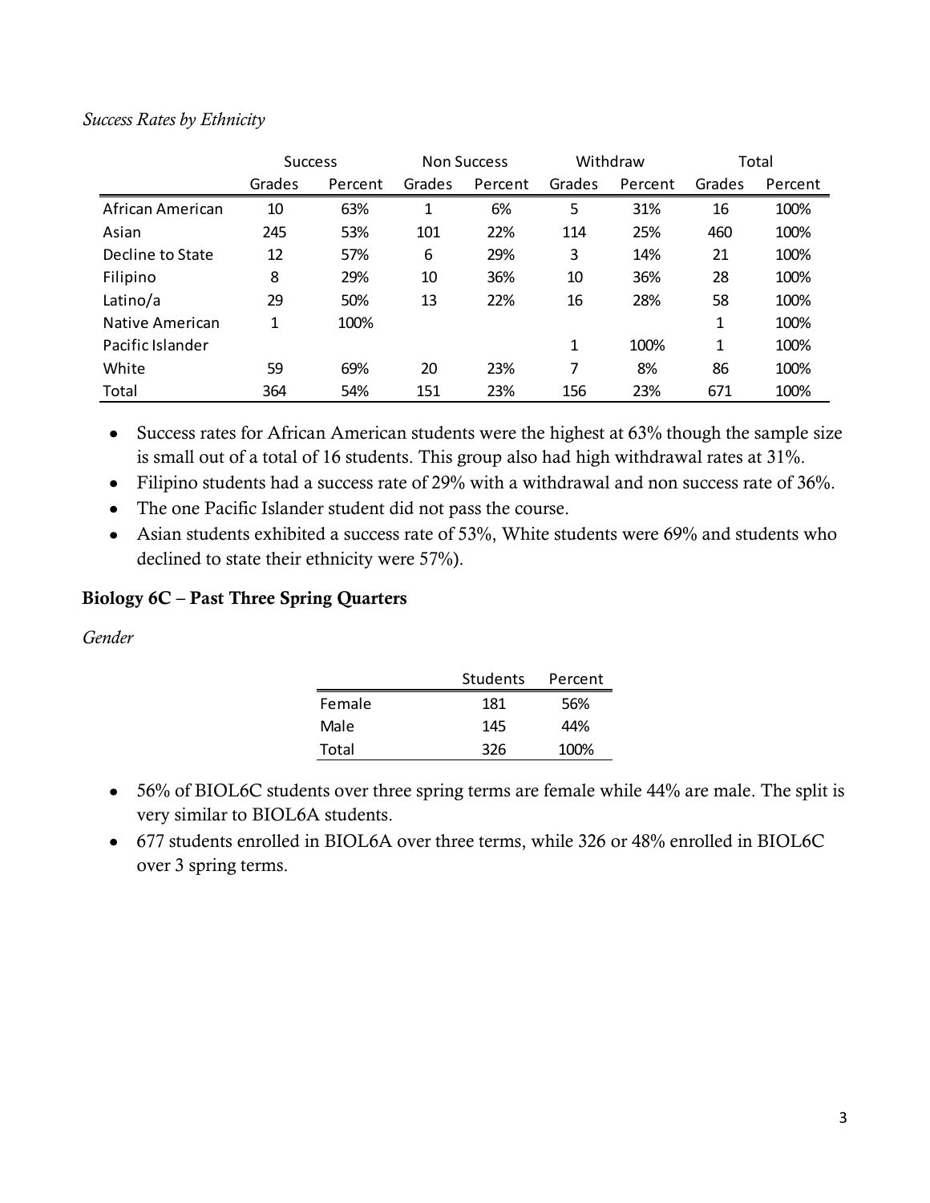*Success Rates by Ethnicity*

| | Success | | Non Success | | Withdraw | | Total | |
|---|---|---|---|---|---|---|---|---|
| | Grades | Percent | Grades | Percent | Grades | Percent | Grades | Percent |
| African American | 10 | 63% | 1 | 6% | 5 | 31% | 16 | 100% |
| Asian | 245 | 53% | 101 | 22% | 114 | 25% | 460 | 100% |
| Decline to State | 12 | 57% | 6 | 29% | 3 | 14% | 21 | 100% |
| Filipino | 8 | 29% | 10 | 36% | 10 | 36% | 28 | 100% |
| Latino/a | 29 | 50% | 13 | 22% | 16 | 28% | 58 | 100% |
| Native American | 1 | 100% | | | | | 1 | 100% |
| Pacific Islander | | | | | 1 | 100% | 1 | 100% |
| White | 59 | 69% | 20 | 23% | 7 | 8% | 86 | 100% |
| Total | 364 | 54% | 151 | 23% | 156 | 23% | 671 | 100% |

- Success rates for African American students were the highest at 63% though the sample size is small out of a total of 16 students. This group also had high withdrawal rates at 31%.
- Filipino students had a success rate of 29% with a withdrawal and non success rate of 36%.
- The one Pacific Islander student did not pass the course.
- Asian students exhibited a success rate of 53%, White students were 69% and students who declined to state their ethnicity were 57%).

## Biology 6C – Past Three Spring Quarters

*Gender*

| | Students | Percent |
|---|---|---|
| Female | 181 | 56% |
| Male | 145 | 44% |
| Total | 326 | 100% |

- 56% of BIOL6C students over three spring terms are female while 44% are male. The split is very similar to BIOL6A students.
- 677 students enrolled in BIOL6A over three terms, while 326 or 48% enrolled in BIOL6C over 3 spring terms.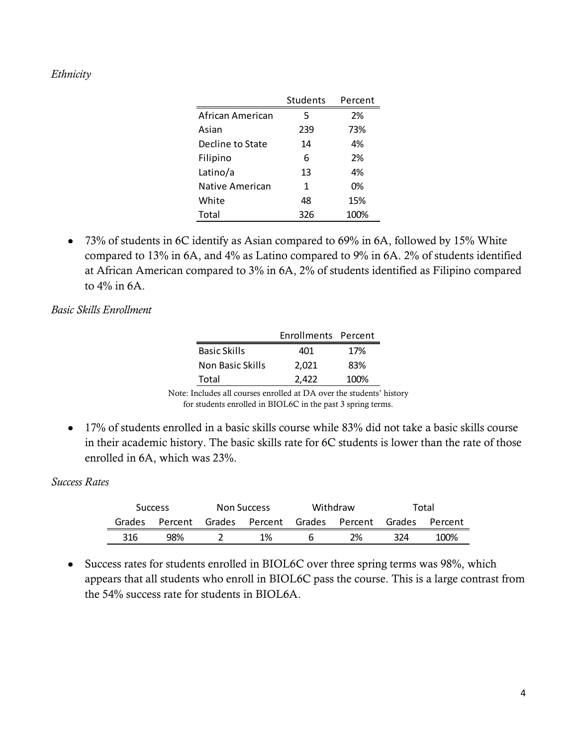*Ethnicity*

| | Students | Percent |
|---|---|---|
| African American | 5 | 2% |
| Asian | 239 | 73% |
| Decline to State | 14 | 4% |
| Filipino | 6 | 2% |
| Latino/a | 13 | 4% |
| Native American | 1 | 0% |
| White | 48 | 15% |
| Total | 326 | 100% |

- 73% of students in 6C identify as Asian compared to 69% in 6A, followed by 15% White compared to 13% in 6A, and 4% as Latino compared to 9% in 6A. 2% of students identified at African American compared to 3% in 6A, 2% of students identified as Filipino compared to 4% in 6A.

*Basic Skills Enrollment*

| | Enrollments | Percent |
|---|---|---|
| Basic Skills | 401 | 17% |
| Non Basic Skills | 2,021 | 83% |
| Total | 2,422 | 100% |

Note: Includes all courses enrolled at DA over the students' history for students enrolled in BIOL6C in the past 3 spring terms.

- 17% of students enrolled in a basic skills course while 83% did not take a basic skills course in their academic history. The basic skills rate for 6C students is lower than the rate of those enrolled in 6A, which was 23%.

*Success Rates*

| Success | | Non Success | | Withdraw | | Total | |
|---|---|---|---|---|---|---|---|
| Grades | Percent | Grades | Percent | Grades | Percent | Grades | Percent |
| 316 | 98% | 2 | 1% | 6 | 2% | 324 | 100% |

- Success rates for students enrolled in BIOL6C over three spring terms was 98%, which appears that all students who enroll in BIOL6C pass the course. This is a large contrast from the 54% success rate for students in BIOL6A.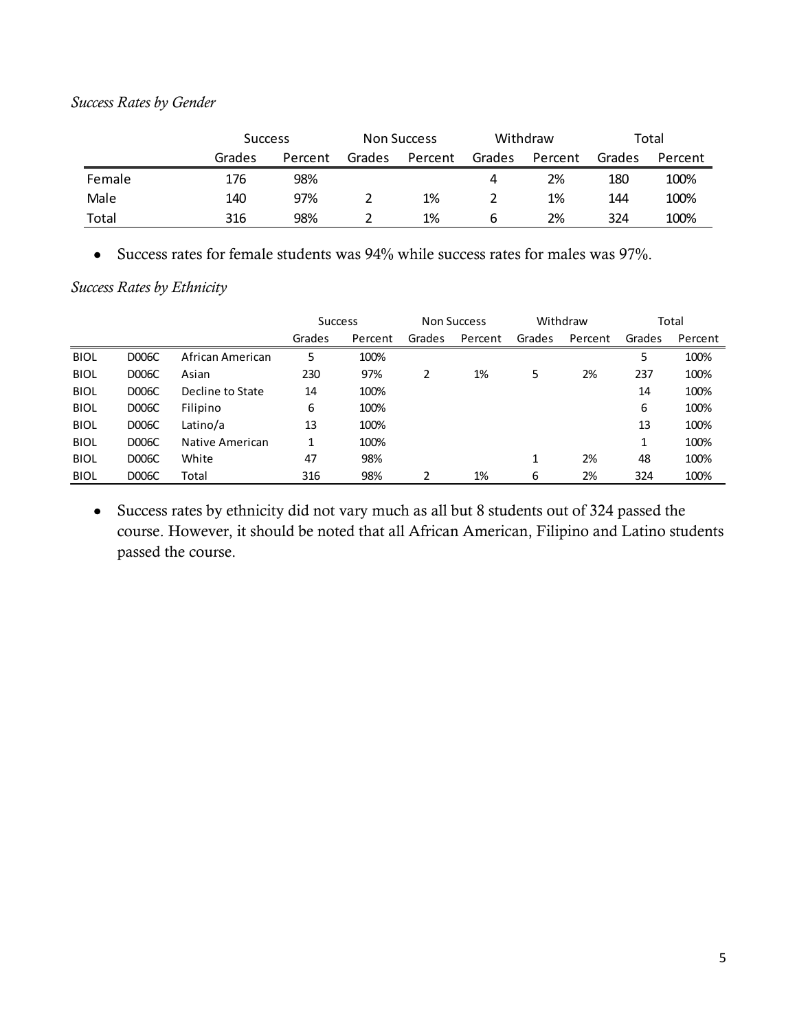*Success Rates by Gender*

| | Success | | Non Success | | Withdraw | | Total | |
|---|---|---|---|---|---|---|---|---|
| | Grades | Percent | Grades | Percent | Grades | Percent | Grades | Percent |
| Female | 176 | 98% | | | 4 | 2% | 180 | 100% |
| Male | 140 | 97% | 2 | 1% | 2 | 1% | 144 | 100% |
| Total | 316 | 98% | 2 | 1% | 6 | 2% | 324 | 100% |

- Success rates for female students was 94% while success rates for males was 97%.

*Success Rates by Ethnicity*

| | | | Success | | Non Success | | Withdraw | | Total | |
|---|---|---|---|---|---|---|---|---|---|---|
| | | | Grades | Percent | Grades | Percent | Grades | Percent | Grades | Percent |
| BIOL | D006C | African American | 5 | 100% | | | | | 5 | 100% |
| BIOL | D006C | Asian | 230 | 97% | 2 | 1% | 5 | 2% | 237 | 100% |
| BIOL | D006C | Decline to State | 14 | 100% | | | | | 14 | 100% |
| BIOL | D006C | Filipino | 6 | 100% | | | | | 6 | 100% |
| BIOL | D006C | Latino/a | 13 | 100% | | | | | 13 | 100% |
| BIOL | D006C | Native American | 1 | 100% | | | | | 1 | 100% |
| BIOL | D006C | White | 47 | 98% | | | 1 | 2% | 48 | 100% |
| BIOL | D006C | Total | 316 | 98% | 2 | 1% | 6 | 2% | 324 | 100% |

- Success rates by ethnicity did not vary much as all but 8 students out of 324 passed the course. However, it should be noted that all African American, Filipino and Latino students passed the course.